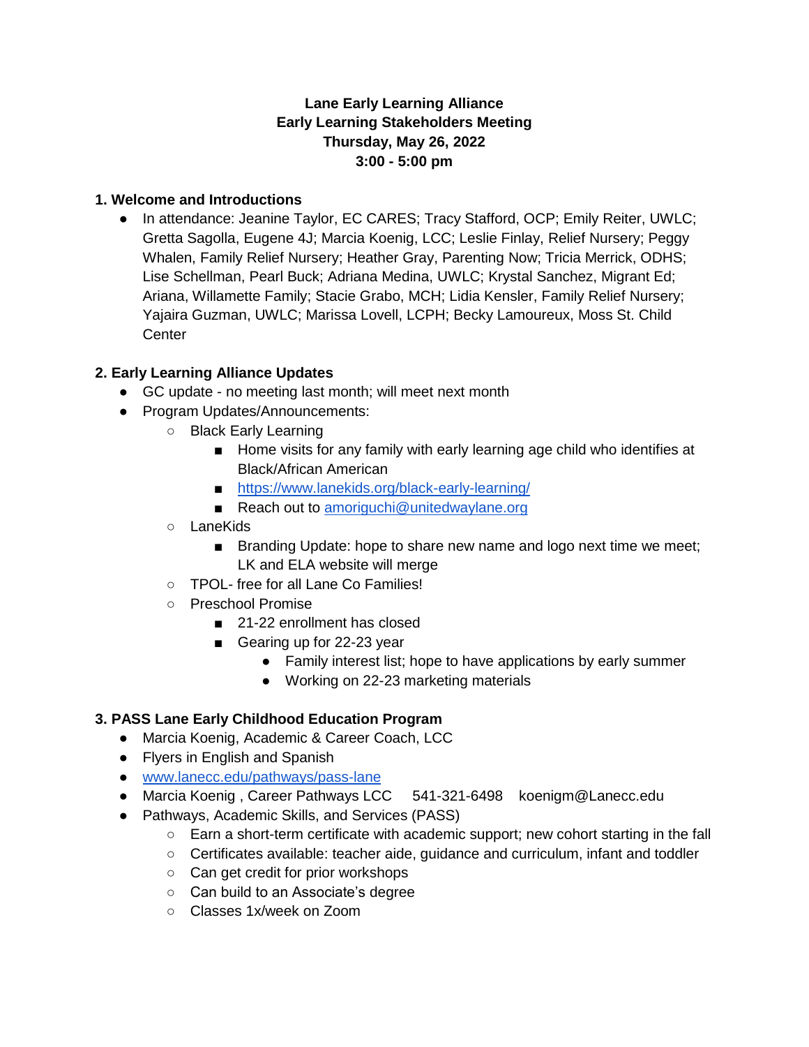**Lane Early Learning Alliance**
**Early Learning Stakeholders Meeting**
**Thursday, May 26, 2022**
**3:00 - 5:00 pm**

## 1. Welcome and Introductions

- In attendance: Jeanine Taylor, EC CARES; Tracy Stafford, OCP; Emily Reiter, UWLC; Gretta Sagolla, Eugene 4J; Marcia Koenig, LCC; Leslie Finlay, Relief Nursery; Peggy Whalen, Family Relief Nursery; Heather Gray, Parenting Now; Tricia Merrick, ODHS; Lise Schellman, Pearl Buck; Adriana Medina, UWLC; Krystal Sanchez, Migrant Ed; Ariana, Willamette Family; Stacie Grabo, MCH; Lidia Kensler, Family Relief Nursery; Yajaira Guzman, UWLC; Marissa Lovell, LCPH; Becky Lamoureux, Moss St. Child Center

## 2. Early Learning Alliance Updates

- GC update - no meeting last month; will meet next month
- Program Updates/Announcements:
  - Black Early Learning
    - Home visits for any family with early learning age child who identifies at Black/African American
    - https://www.lanekids.org/black-early-learning/
    - Reach out to amoriguchi@unitedwaylane.org
  - LaneKids
    - Branding Update: hope to share new name and logo next time we meet; LK and ELA website will merge
  - TPOL- free for all Lane Co Families!
  - Preschool Promise
    - 21-22 enrollment has closed
    - Gearing up for 22-23 year
      - Family interest list; hope to have applications by early summer
      - Working on 22-23 marketing materials

## 3. PASS Lane Early Childhood Education Program

- Marcia Koenig, Academic & Career Coach, LCC
- Flyers in English and Spanish
- www.lanecc.edu/pathways/pass-lane
- Marcia Koenig , Career Pathways LCC 541-321-6498 koenigm@Lanecc.edu
- Pathways, Academic Skills, and Services (PASS)
  - Earn a short-term certificate with academic support; new cohort starting in the fall
  - Certificates available: teacher aide, guidance and curriculum, infant and toddler
  - Can get credit for prior workshops
  - Can build to an Associate's degree
  - Classes 1x/week on Zoom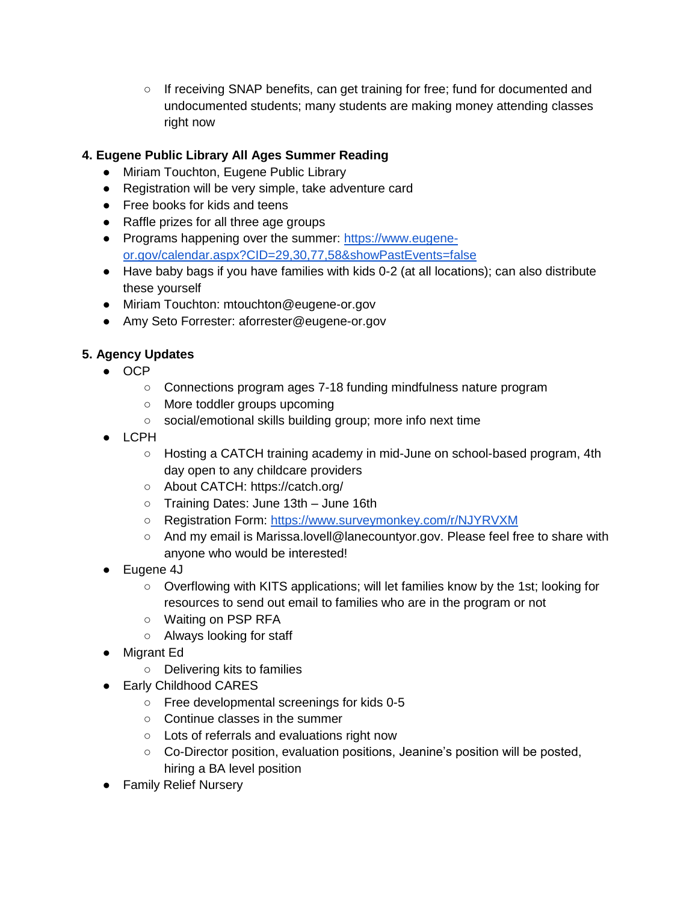- If receiving SNAP benefits, can get training for free; fund for documented and undocumented students; many students are making money attending classes right now

**4. Eugene Public Library All Ages Summer Reading**

- Miriam Touchton, Eugene Public Library
- Registration will be very simple, take adventure card
- Free books for kids and teens
- Raffle prizes for all three age groups
- Programs happening over the summer: [https://www.eugene-or.gov/calendar.aspx?CID=29,30,77,58&showPastEvents=false](https://www.eugene-or.gov/calendar.aspx?CID=29,30,77,58&showPastEvents=false)
- Have baby bags if you have families with kids 0-2 (at all locations); can also distribute these yourself
- Miriam Touchton: mtouchton@eugene-or.gov
- Amy Seto Forrester: aforrester@eugene-or.gov

**5. Agency Updates**

- OCP
    - Connections program ages 7-18 funding mindfulness nature program
    - More toddler groups upcoming
    - social/emotional skills building group; more info next time
- LCPH
    - Hosting a CATCH training academy in mid-June on school-based program, 4th day open to any childcare providers
    - About CATCH: https://catch.org/
    - Training Dates: June 13th – June 16th
    - Registration Form: [https://www.surveymonkey.com/r/NJYRVXM](https://www.surveymonkey.com/r/NJYRVXM)
    - And my email is Marissa.lovell@lanecountyor.gov. Please feel free to share with anyone who would be interested!
- Eugene 4J
    - Overflowing with KITS applications; will let families know by the 1st; looking for resources to send out email to families who are in the program or not
    - Waiting on PSP RFA
    - Always looking for staff
- Migrant Ed
    - Delivering kits to families
- Early Childhood CARES
    - Free developmental screenings for kids 0-5
    - Continue classes in the summer
    - Lots of referrals and evaluations right now
    - Co-Director position, evaluation positions, Jeanine's position will be posted, hiring a BA level position
- Family Relief Nursery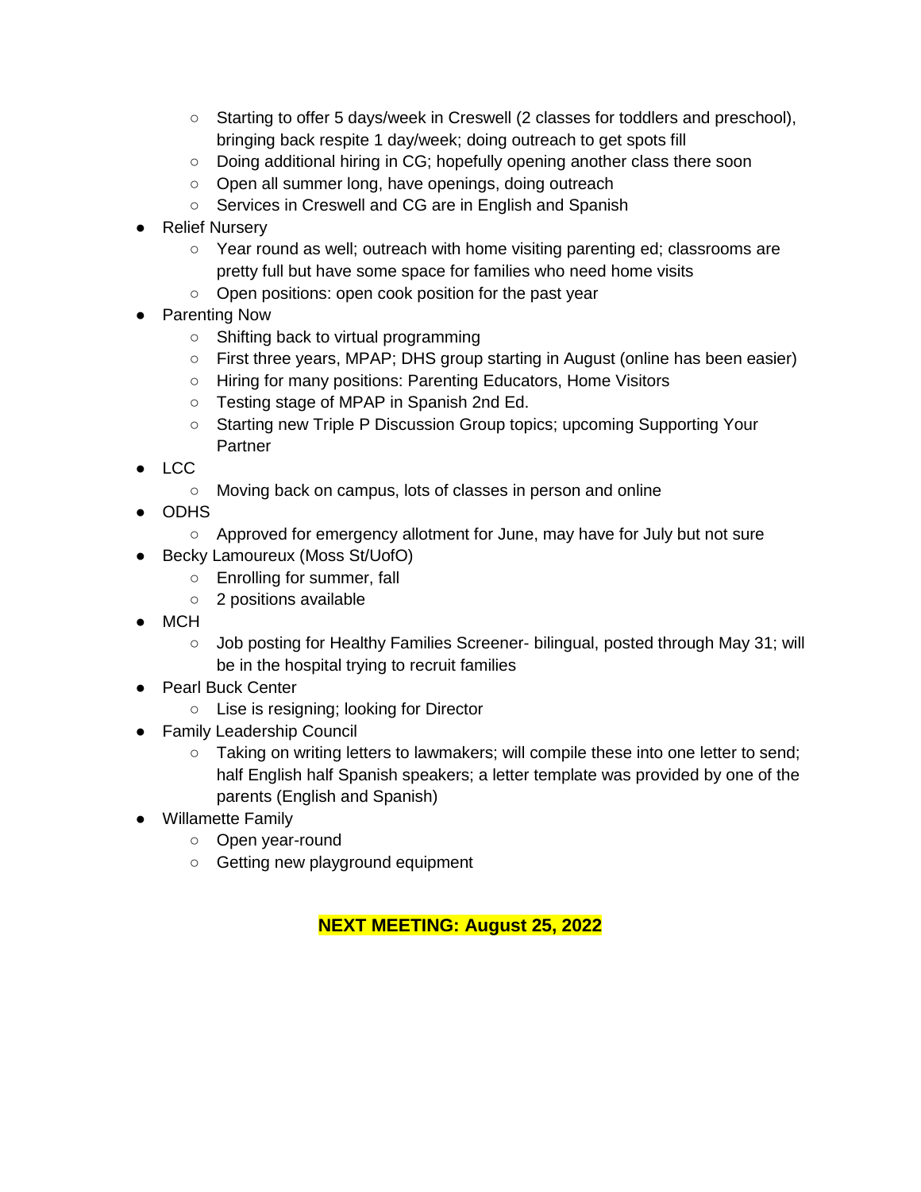- Starting to offer 5 days/week in Creswell (2 classes for toddlers and preschool), bringing back respite 1 day/week; doing outreach to get spots fill
    - Doing additional hiring in CG; hopefully opening another class there soon
    - Open all summer long, have openings, doing outreach
    - Services in Creswell and CG are in English and Spanish
- Relief Nursery
    - Year round as well; outreach with home visiting parenting ed; classrooms are pretty full but have some space for families who need home visits
    - Open positions: open cook position for the past year
- Parenting Now
    - Shifting back to virtual programming
    - First three years, MPAP; DHS group starting in August (online has been easier)
    - Hiring for many positions: Parenting Educators, Home Visitors
    - Testing stage of MPAP in Spanish 2nd Ed.
    - Starting new Triple P Discussion Group topics; upcoming Supporting Your Partner
- LCC
    - Moving back on campus, lots of classes in person and online
- ODHS
    - Approved for emergency allotment for June, may have for July but not sure
- Becky Lamoureux (Moss St/UofO)
    - Enrolling for summer, fall
    - 2 positions available
- MCH
    - Job posting for Healthy Families Screener- bilingual, posted through May 31; will be in the hospital trying to recruit families
- Pearl Buck Center
    - Lise is resigning; looking for Director
- Family Leadership Council
    - Taking on writing letters to lawmakers; will compile these into one letter to send; half English half Spanish speakers; a letter template was provided by one of the parents (English and Spanish)
- Willamette Family
    - Open year-round
    - Getting new playground equipment

**NEXT MEETING: August 25, 2022**